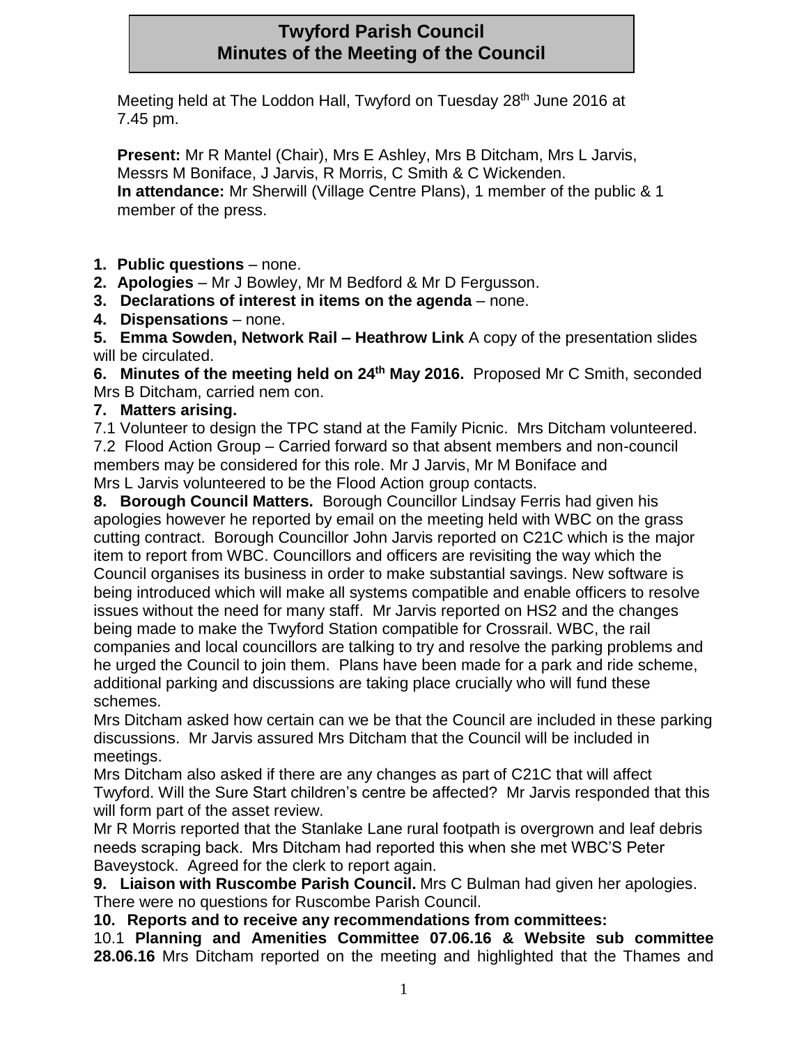# Twyford Parish Council
# Minutes of the Meeting of the Council

Meeting held at The Loddon Hall, Twyford on Tuesday 28th June 2016 at 7.45 pm.

**Present:** Mr R Mantel (Chair), Mrs E Ashley, Mrs B Ditcham, Mrs L Jarvis, Messrs M Boniface, J Jarvis, R Morris, C Smith & C Wickenden.
**In attendance:** Mr Sherwill (Village Centre Plans), 1 member of the public & 1 member of the press.

1. **Public questions** – none.
2. **Apologies** – Mr J Bowley, Mr M Bedford & Mr D Fergusson.
3. **Declarations of interest in items on the agenda** – none.
4. **Dispensations** – none.
5. **Emma Sowden, Network Rail – Heathrow Link** A copy of the presentation slides will be circulated.
6. **Minutes of the meeting held on 24th May 2016.** Proposed Mr C Smith, seconded Mrs B Ditcham, carried nem con.
7. **Matters arising.**

7.1 Volunteer to design the TPC stand at the Family Picnic. Mrs Ditcham volunteered.
7.2 Flood Action Group – Carried forward so that absent members and non-council members may be considered for this role. Mr J Jarvis, Mr M Boniface and Mrs L Jarvis volunteered to be the Flood Action group contacts.

8. **Borough Council Matters.** Borough Councillor Lindsay Ferris had given his apologies however he reported by email on the meeting held with WBC on the grass cutting contract. Borough Councillor John Jarvis reported on C21C which is the major item to report from WBC. Councillors and officers are revisiting the way which the Council organises its business in order to make substantial savings. New software is being introduced which will make all systems compatible and enable officers to resolve issues without the need for many staff. Mr Jarvis reported on HS2 and the changes being made to make the Twyford Station compatible for Crossrail. WBC, the rail companies and local councillors are talking to try and resolve the parking problems and he urged the Council to join them. Plans have been made for a park and ride scheme, additional parking and discussions are taking place crucially who will fund these schemes.

Mrs Ditcham asked how certain can we be that the Council are included in these parking discussions. Mr Jarvis assured Mrs Ditcham that the Council will be included in meetings.

Mrs Ditcham also asked if there are any changes as part of C21C that will affect Twyford. Will the Sure Start children's centre be affected? Mr Jarvis responded that this will form part of the asset review.

Mr R Morris reported that the Stanlake Lane rural footpath is overgrown and leaf debris needs scraping back. Mrs Ditcham had reported this when she met WBC'S Peter Baveystock. Agreed for the clerk to report again.

9. **Liaison with Ruscombe Parish Council.** Mrs C Bulman had given her apologies. There were no questions for Ruscombe Parish Council.
10. **Reports and to receive any recommendations from committees:**

10.1 **Planning and Amenities Committee 07.06.16 & Website sub committee 28.06.16** Mrs Ditcham reported on the meeting and highlighted that the Thames and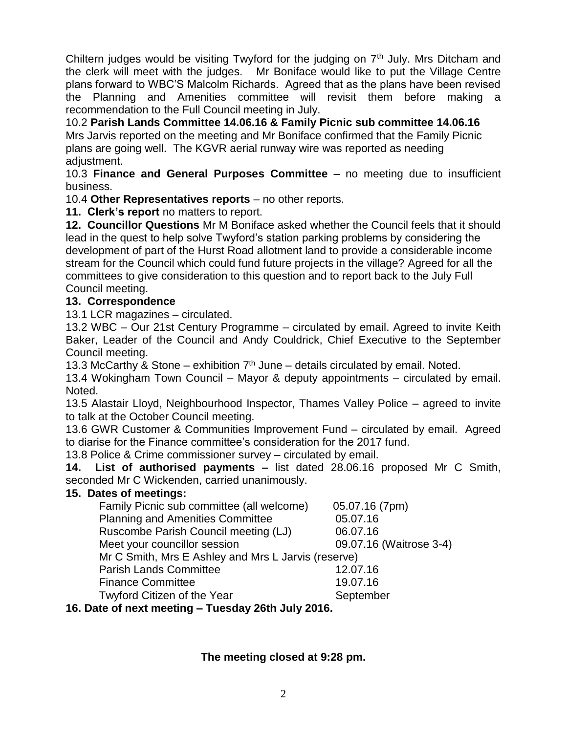Chiltern judges would be visiting Twyford for the judging on 7th July. Mrs Ditcham and the clerk will meet with the judges. Mr Boniface would like to put the Village Centre plans forward to WBC'S Malcolm Richards. Agreed that as the plans have been revised the Planning and Amenities committee will revisit them before making a recommendation to the Full Council meeting in July.

10.2 **Parish Lands Committee 14.06.16 & Family Picnic sub committee 14.06.16** Mrs Jarvis reported on the meeting and Mr Boniface confirmed that the Family Picnic plans are going well. The KGVR aerial runway wire was reported as needing adjustment.

10.3 **Finance and General Purposes Committee** – no meeting due to insufficient business.

10.4 **Other Representatives reports** – no other reports.

**11. Clerk's report** no matters to report.

**12. Councillor Questions** Mr M Boniface asked whether the Council feels that it should lead in the quest to help solve Twyford's station parking problems by considering the development of part of the Hurst Road allotment land to provide a considerable income stream for the Council which could fund future projects in the village? Agreed for all the committees to give consideration to this question and to report back to the July Full Council meeting.

**13. Correspondence**

13.1 LCR magazines – circulated.

13.2 WBC – Our 21st Century Programme – circulated by email. Agreed to invite Keith Baker, Leader of the Council and Andy Couldrick, Chief Executive to the September Council meeting.

13.3 McCarthy & Stone – exhibition 7th June – details circulated by email. Noted.

13.4 Wokingham Town Council – Mayor & deputy appointments – circulated by email. Noted.

13.5 Alastair Lloyd, Neighbourhood Inspector, Thames Valley Police – agreed to invite to talk at the October Council meeting.

13.6 GWR Customer & Communities Improvement Fund – circulated by email. Agreed to diarise for the Finance committee's consideration for the 2017 fund.

13.8 Police & Crime commissioner survey – circulated by email.

**14. List of authorised payments –** list dated 28.06.16 proposed Mr C Smith, seconded Mr C Wickenden, carried unanimously.

**15. Dates of meetings:**

| | |
|---|---|
| Family Picnic sub committee (all welcome) | 05.07.16 (7pm) |
| Planning and Amenities Committee | 05.07.16 |
| Ruscombe Parish Council meeting (LJ) | 06.07.16 |
| Meet your councillor session | 09.07.16 (Waitrose 3-4) |
| Mr C Smith, Mrs E Ashley and Mrs L Jarvis (reserve) | |
| Parish Lands Committee | 12.07.16 |
| Finance Committee | 19.07.16 |
| Twyford Citizen of the Year | September |

**16. Date of next meeting – Tuesday 26th July 2016.**

**The meeting closed at 9:28 pm.**